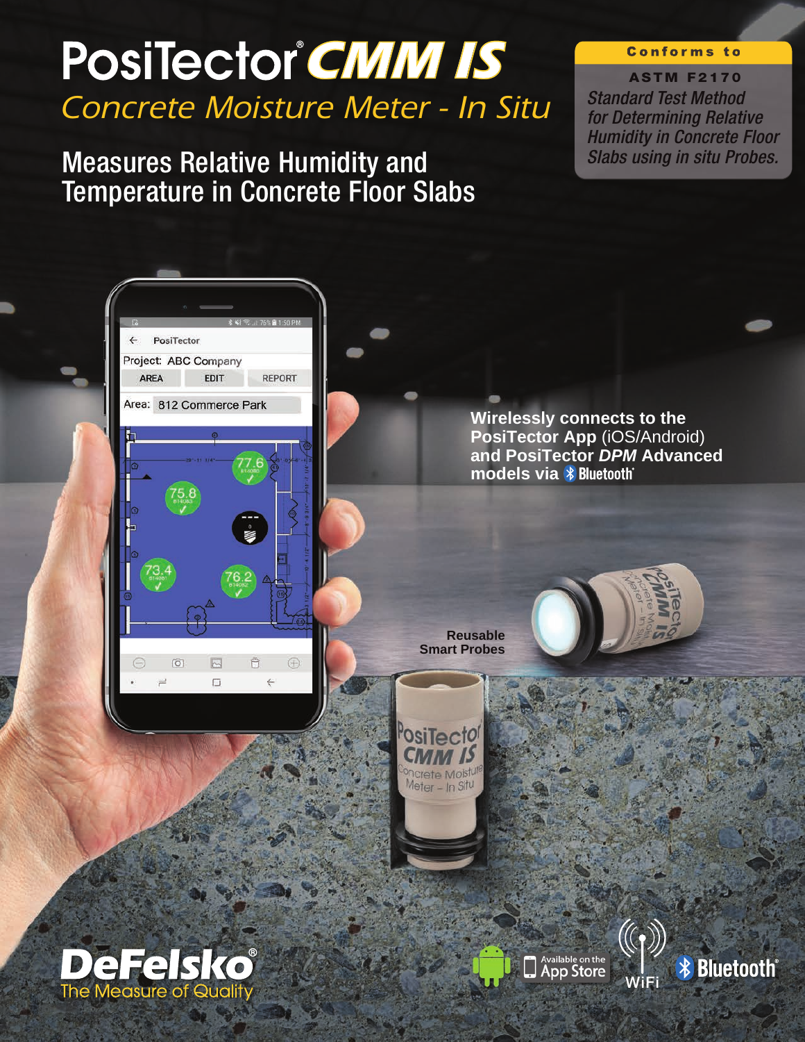# PosiTector® *CMM IS*

## *Concrete Moisture Meter - In Situ*

## Measures Relative Humidity and Temperature in Concrete Floor Slabs

**Conforms to**

**ASTM F2170**

*Standard Test Method for Determining Relative Humidity in Concrete Floor Slabs using in situ Probes.*

**Wirelessly connects to the PosiTector App** (iOS/Android) **and PosiTector *DPM* Advanced models via Bluetooth®**

**Reusable Smart Probes**

**DeFelsko®**
The Measure of Quality

Available on the App Store

WiFi

Bluetooth®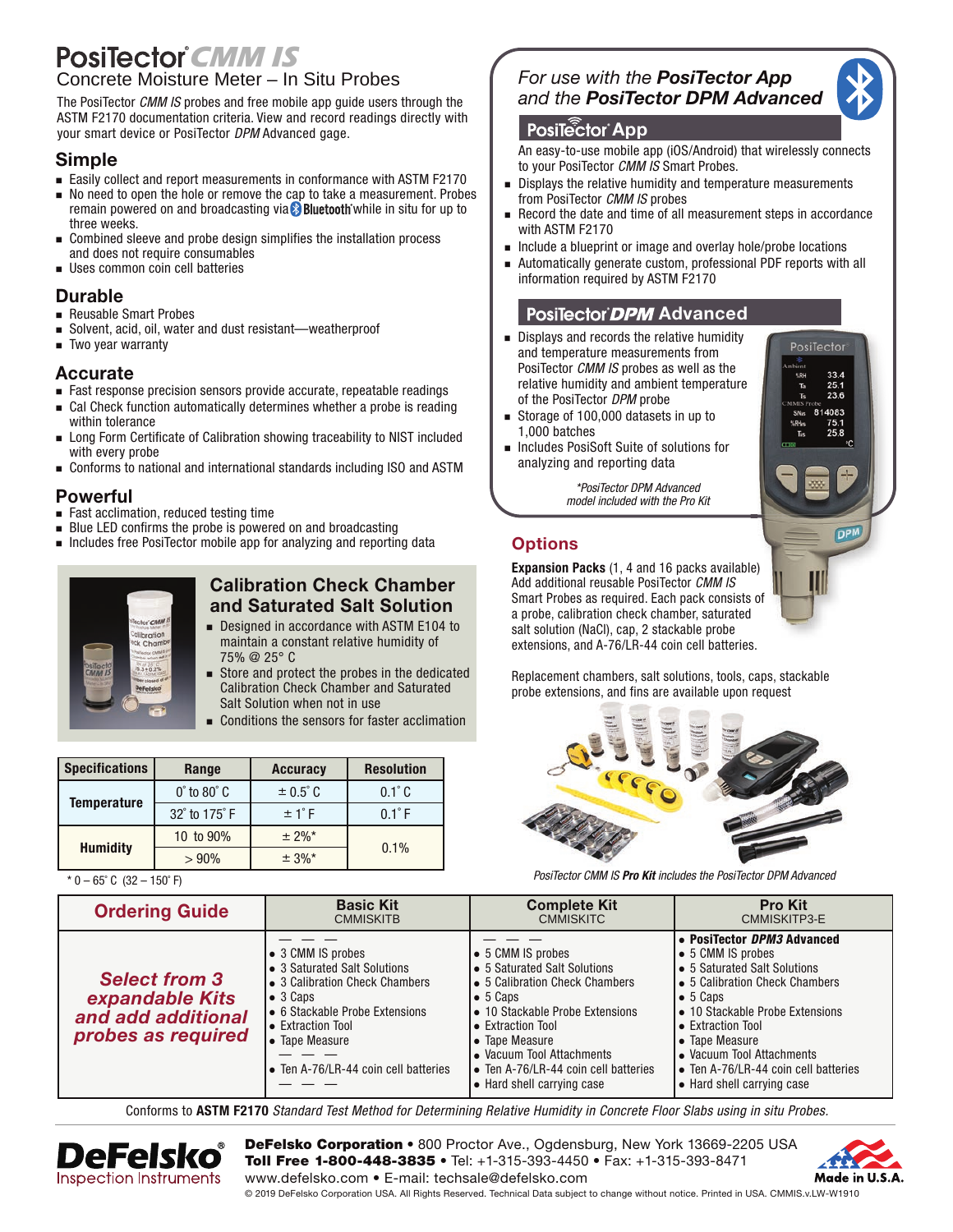# PosiTector® *CMM IS*

## Concrete Moisture Meter – In Situ Probes

The PosiTector *CMM IS* probes and free mobile app guide users through the ASTM F2170 documentation criteria. View and record readings directly with your smart device or PosiTector *DPM* Advanced gage.

### Simple

- Easily collect and report measurements in conformance with ASTM F2170
- No need to open the hole or remove the cap to take a measurement. Probes remain powered on and broadcasting via Bluetooth® while in situ for up to three weeks.
- Combined sleeve and probe design simplifies the installation process and does not require consumables
- Uses common coin cell batteries

### Durable

- Reusable Smart Probes
- Solvent, acid, oil, water and dust resistant—weatherproof
- Two year warranty

### Accurate

- Fast response precision sensors provide accurate, repeatable readings
- Cal Check function automatically determines whether a probe is reading within tolerance
- Long Form Certificate of Calibration showing traceability to NIST included with every probe
- Conforms to national and international standards including ISO and ASTM

### Powerful

- Fast acclimation, reduced testing time
- Blue LED confirms the probe is powered on and broadcasting
- Includes free PosiTector mobile app for analyzing and reporting data

### Calibration Check Chamber and Saturated Salt Solution

- Designed in accordance with ASTM E104 to maintain a constant relative humidity of 75% @ 25° C
- Store and protect the probes in the dedicated Calibration Check Chamber and Saturated Salt Solution when not in use
- Conditions the sensors for faster acclimation

| Specifications | | Range | Accuracy | Resolution |
|---|---|---|---|---|
| Temperature | | 0° to 80° C | ± 0.5° C | 0.1° C |
| | | 32° to 175° F | ± 1° F | 0.1° F |
| Humidity | | 10 to 90% | ± 2%* | 0.1% |
| | | > 90% | ± 3%* | |

\* 0 – 65° C (32 – 150° F)

*For use with the **PosiTector App** and the **PosiTector DPM Advanced***

### PosiTector® App

An easy-to-use mobile app (iOS/Android) that wirelessly connects to your PosiTector *CMM IS* Smart Probes.

- Displays the relative humidity and temperature measurements from PosiTector *CMM IS* probes
- Record the date and time of all measurement steps in accordance with ASTM F2170
- Include a blueprint or image and overlay hole/probe locations
- Automatically generate custom, professional PDF reports with all information required by ASTM F2170

### PosiTector® *DPM* Advanced

- Displays and records the relative humidity and temperature measurements from PosiTector *CMM IS* probes as well as the relative humidity and ambient temperature of the PosiTector *DPM* probe
- Storage of 100,000 datasets in up to 1,000 batches
- Includes PosiSoft Suite of solutions for analyzing and reporting data

*\*PosiTector DPM Advanced model included with the Pro Kit*

### Options

**Expansion Packs** (1, 4 and 16 packs available)
Add additional reusable PosiTector *CMM IS* Smart Probes as required. Each pack consists of a probe, calibration check chamber, saturated salt solution (NaCl), cap, 2 stackable probe extensions, and A-76/LR-44 coin cell batteries.

Replacement chambers, salt solutions, tools, caps, stackable probe extensions, and fins are available upon request

*PosiTector CMM IS **Pro Kit** includes the PosiTector DPM Advanced*

| Ordering Guide | Basic Kit CMMISKITB | Complete Kit CMMISKITC | Pro Kit CMMISKITP3-E |
|---|---|---|---|
| ***Select from 3 expandable Kits and add additional probes as required*** | — — —<br>• 3 CMM IS probes<br>• 3 Saturated Salt Solutions<br>• 3 Calibration Check Chambers<br>• 3 Caps<br>• 6 Stackable Probe Extensions<br>• Extraction Tool<br>• Tape Measure<br>— — —<br>• Ten A-76/LR-44 coin cell batteries<br>— — — | — — —<br>• 5 CMM IS probes<br>• 5 Saturated Salt Solutions<br>• 5 Calibration Check Chambers<br>• 5 Caps<br>• 10 Stackable Probe Extensions<br>• Extraction Tool<br>• Tape Measure<br>• Vacuum Tool Attachments<br>• Ten A-76/LR-44 coin cell batteries<br>• Hard shell carrying case | • **PosiTector *DPM3* Advanced**<br>• 5 CMM IS probes<br>• 5 Saturated Salt Solutions<br>• 5 Calibration Check Chambers<br>• 5 Caps<br>• 10 Stackable Probe Extensions<br>• Extraction Tool<br>• Tape Measure<br>• Vacuum Tool Attachments<br>• Ten A-76/LR-44 coin cell batteries<br>• Hard shell carrying case |

Conforms to **ASTM F2170** *Standard Test Method for Determining Relative Humidity in Concrete Floor Slabs using in situ Probes.*

**DeFelsko Corporation** • 800 Proctor Ave., Ogdensburg, New York 13669-2205 USA
**Toll Free 1-800-448-3835** • Tel: +1-315-393-4450 • Fax: +1-315-393-8471
www.defelsko.com • E-mail: techsale@defelsko.com

Made in U.S.A.

© 2019 DeFelsko Corporation USA. All Rights Reserved. Technical Data subject to change without notice. Printed in USA. CMMIS.v.LW-W1910